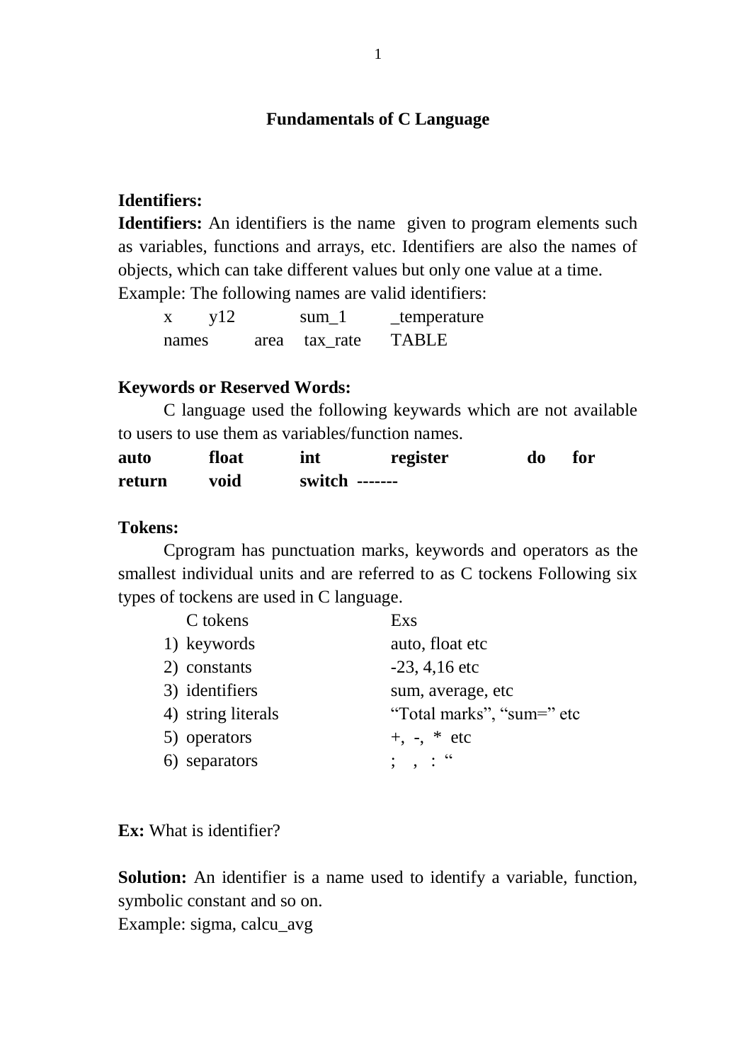# Fundamentals of C Language

**Identifiers:**

**Identifiers:** An identifiers is the name given to program elements such as variables, functions and arrays, etc. Identifiers are also the names of objects, which can take different values but only one value at a time.

Example: The following names are valid identifiers:

| | | | |
|---|---|---|---|
| x | y12 | sum_1 | _temperature |
| names | area | tax_rate | TABLE |

**Keywords or Reserved Words:**

C language used the following keywards which are not available to users to use them as variables/function names.

| | | | | | |
|---|---|---|---|---|---|
| **auto** | **float** | **int** | **register** | **do** | **for** |
| **return** | **void** | **switch -------** | | | |

**Tokens:**

Cprogram has punctuation marks, keywords and operators as the smallest individual units and are referred to as C tockens Following six types of tockens are used in C language.

| C tokens | Exs |
|---|---|
| 1) keywords | auto, float etc |
| 2) constants | -23, 4,16 etc |
| 3) identifiers | sum, average, etc |
| 4) string literals | "Total marks", "sum=" etc |
| 5) operators | +, -, * etc |
| 6) separators | ; , : " |

**Ex:** What is identifier?

**Solution:** An identifier is a name used to identify a variable, function, symbolic constant and so on.

Example: sigma, calcu_avg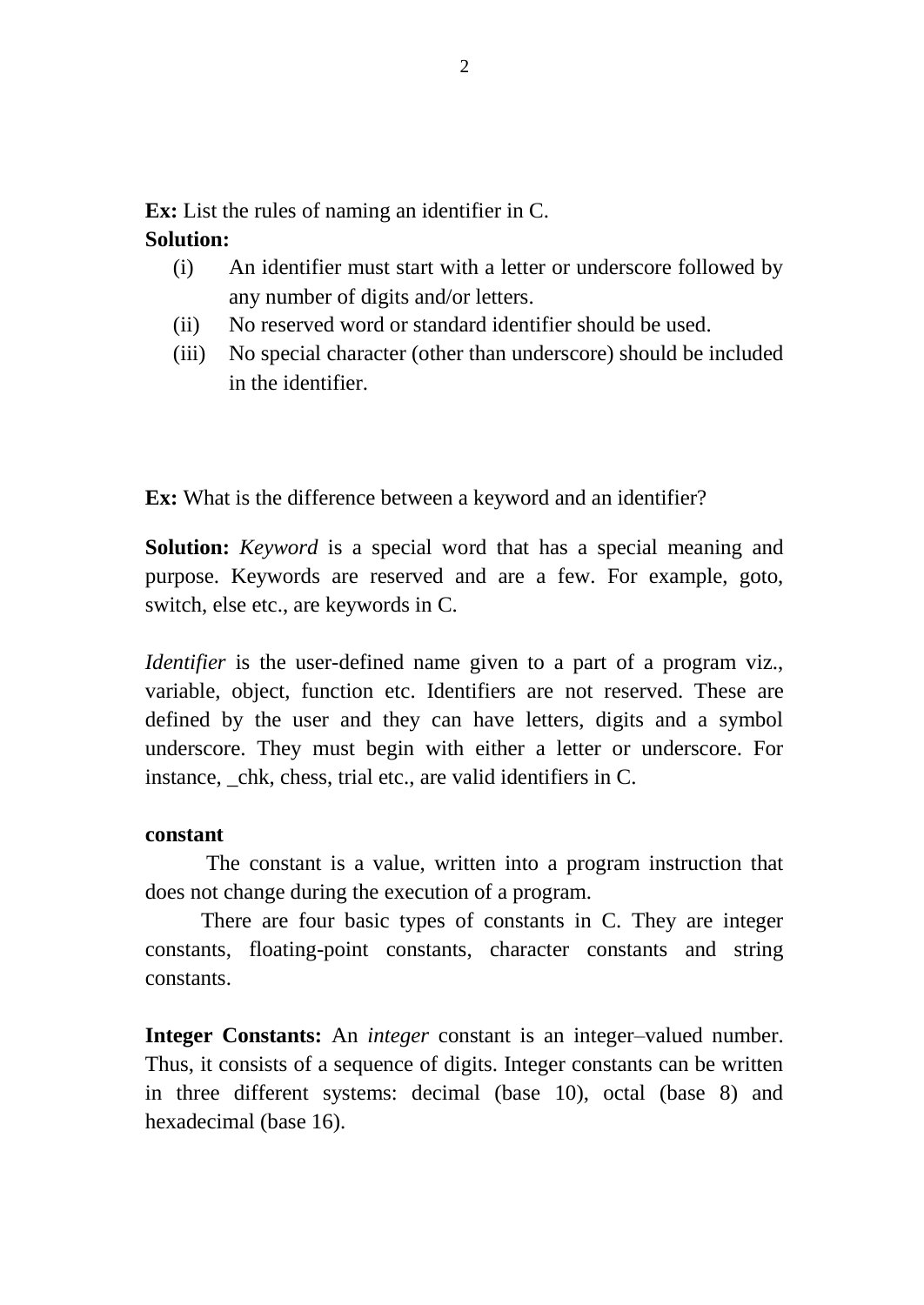**Ex:** List the rules of naming an identifier in C.

**Solution:**

(i) An identifier must start with a letter or underscore followed by any number of digits and/or letters.

(ii) No reserved word or standard identifier should be used.

(iii) No special character (other than underscore) should be included in the identifier.

**Ex:** What is the difference between a keyword and an identifier?

**Solution:** *Keyword* is a special word that has a special meaning and purpose. Keywords are reserved and are a few. For example, goto, switch, else etc., are keywords in C.

*Identifier* is the user-defined name given to a part of a program viz., variable, object, function etc. Identifiers are not reserved. These are defined by the user and they can have letters, digits and a symbol underscore. They must begin with either a letter or underscore. For instance, _chk, chess, trial etc., are valid identifiers in C.

**constant**

The constant is a value, written into a program instruction that does not change during the execution of a program.

There are four basic types of constants in C. They are integer constants, floating-point constants, character constants and string constants.

**Integer Constants:** An *integer* constant is an integer–valued number. Thus, it consists of a sequence of digits. Integer constants can be written in three different systems: decimal (base 10), octal (base 8) and hexadecimal (base 16).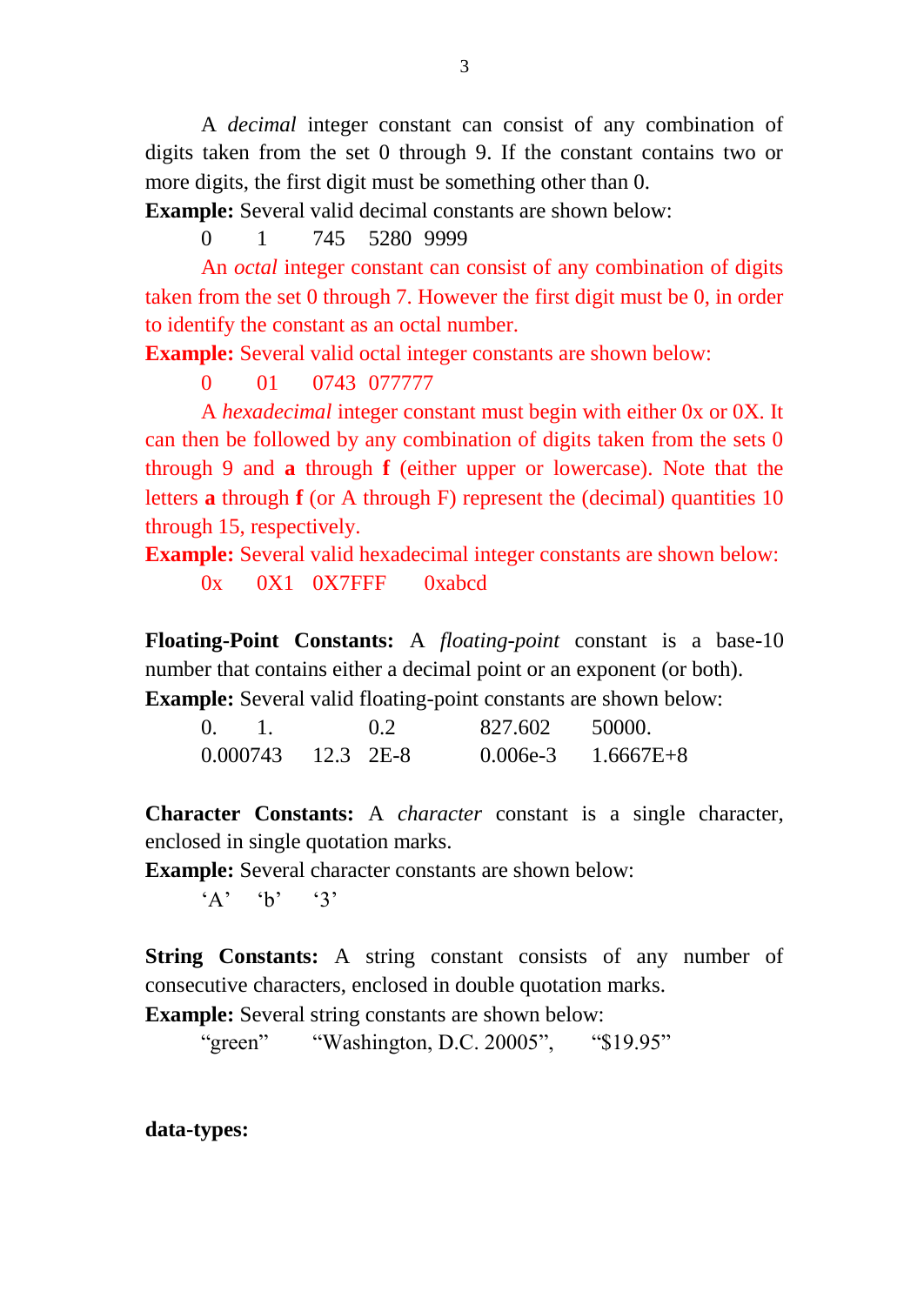A *decimal* integer constant can consist of any combination of digits taken from the set 0 through 9. If the constant contains two or more digits, the first digit must be something other than 0.

**Example:** Several valid decimal constants are shown below:

0 1 745 5280 9999

An *octal* integer constant can consist of any combination of digits taken from the set 0 through 7. However the first digit must be 0, in order to identify the constant as an octal number.

**Example:** Several valid octal integer constants are shown below:

0 01 0743 077777

A *hexadecimal* integer constant must begin with either 0x or 0X. It can then be followed by any combination of digits taken from the sets 0 through 9 and **a** through **f** (either upper or lowercase). Note that the letters **a** through **f** (or A through F) represent the (decimal) quantities 10 through 15, respectively.

**Example:** Several valid hexadecimal integer constants are shown below:

0x 0X1 0X7FFF 0xabcd

**Floating-Point Constants:** A *floating-point* constant is a base-10 number that contains either a decimal point or an exponent (or both).

**Example:** Several valid floating-point constants are shown below:

0. 1. 0.2 827.602 50000.
0.000743 12.3 2E-8 0.006e-3 1.6667E+8

**Character Constants:** A *character* constant is a single character, enclosed in single quotation marks.

**Example:** Several character constants are shown below:

'A' 'b' '3'

**String Constants:** A string constant consists of any number of consecutive characters, enclosed in double quotation marks.

**Example:** Several string constants are shown below:

"green" "Washington, D.C. 20005", "$19.95"

**data-types:**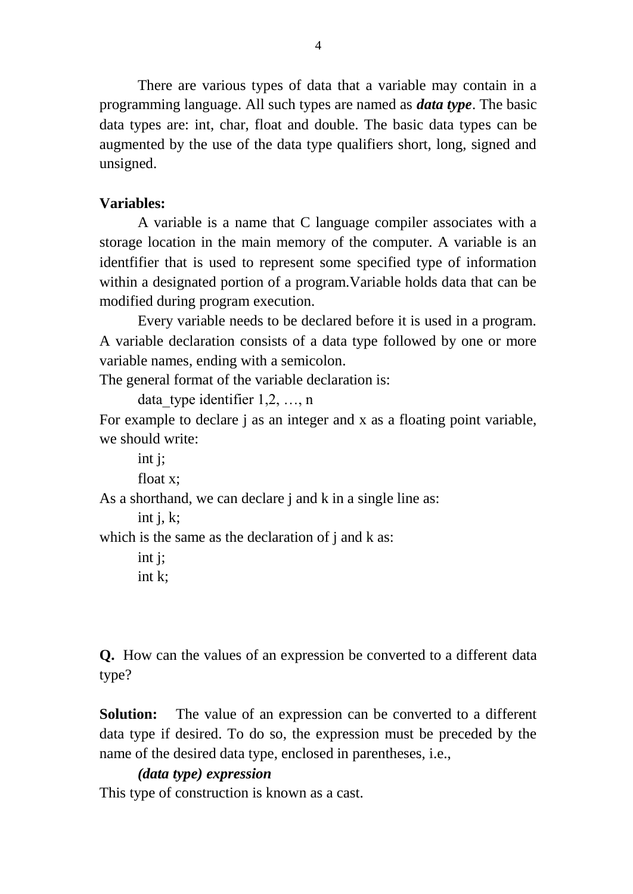There are various types of data that a variable may contain in a programming language. All such types are named as ***data type***. The basic data types are: int, char, float and double. The basic data types can be augmented by the use of the data type qualifiers short, long, signed and unsigned.

**Variables:**

A variable is a name that C language compiler associates with a storage location in the main memory of the computer. A variable is an identfifier that is used to represent some specified type of information within a designated portion of a program.Variable holds data that can be modified during program execution.

Every variable needs to be declared before it is used in a program. A variable declaration consists of a data type followed by one or more variable names, ending with a semicolon.

The general format of the variable declaration is:

```
data_type identifier 1,2, …, n
```

For example to declare j as an integer and x as a floating point variable, we should write:

```
int j;
float x;
```

As a shorthand, we can declare j and k in a single line as:

```
int j, k;
```

which is the same as the declaration of j and k as:

```
int j;
int k;
```

**Q.** How can the values of an expression be converted to a different data type?

**Solution:** The value of an expression can be converted to a different data type if desired. To do so, the expression must be preceded by the name of the desired data type, enclosed in parentheses, i.e.,

***(data type) expression***

This type of construction is known as a cast.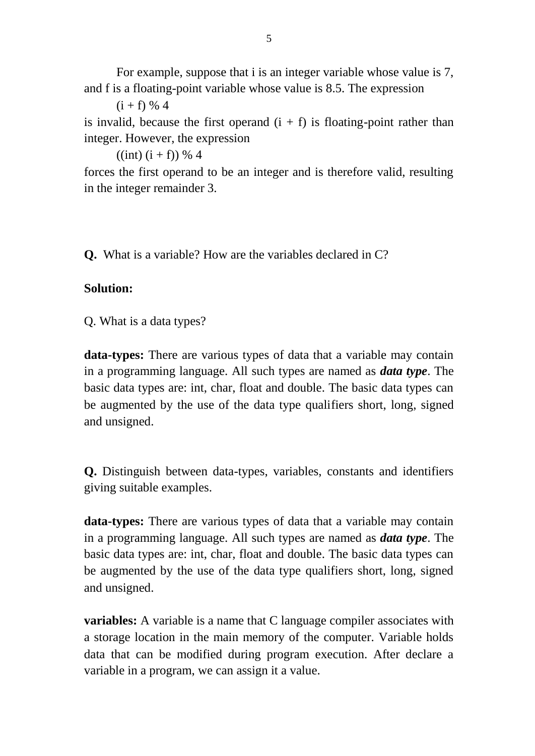For example, suppose that i is an integer variable whose value is 7, and f is a floating-point variable whose value is 8.5. The expression

```
(i + f) % 4
```

is invalid, because the first operand (i + f) is floating-point rather than integer. However, the expression

```
((int) (i + f)) % 4
```

forces the first operand to be an integer and is therefore valid, resulting in the integer remainder 3.

**Q.** What is a variable? How are the variables declared in C?

**Solution:**

Q. What is a data types?

**data-types:** There are various types of data that a variable may contain in a programming language. All such types are named as ***data type***. The basic data types are: int, char, float and double. The basic data types can be augmented by the use of the data type qualifiers short, long, signed and unsigned.

**Q.** Distinguish between data-types, variables, constants and identifiers giving suitable examples.

**data-types:** There are various types of data that a variable may contain in a programming language. All such types are named as ***data type***. The basic data types are: int, char, float and double. The basic data types can be augmented by the use of the data type qualifiers short, long, signed and unsigned.

**variables:** A variable is a name that C language compiler associates with a storage location in the main memory of the computer. Variable holds data that can be modified during program execution. After declare a variable in a program, we can assign it a value.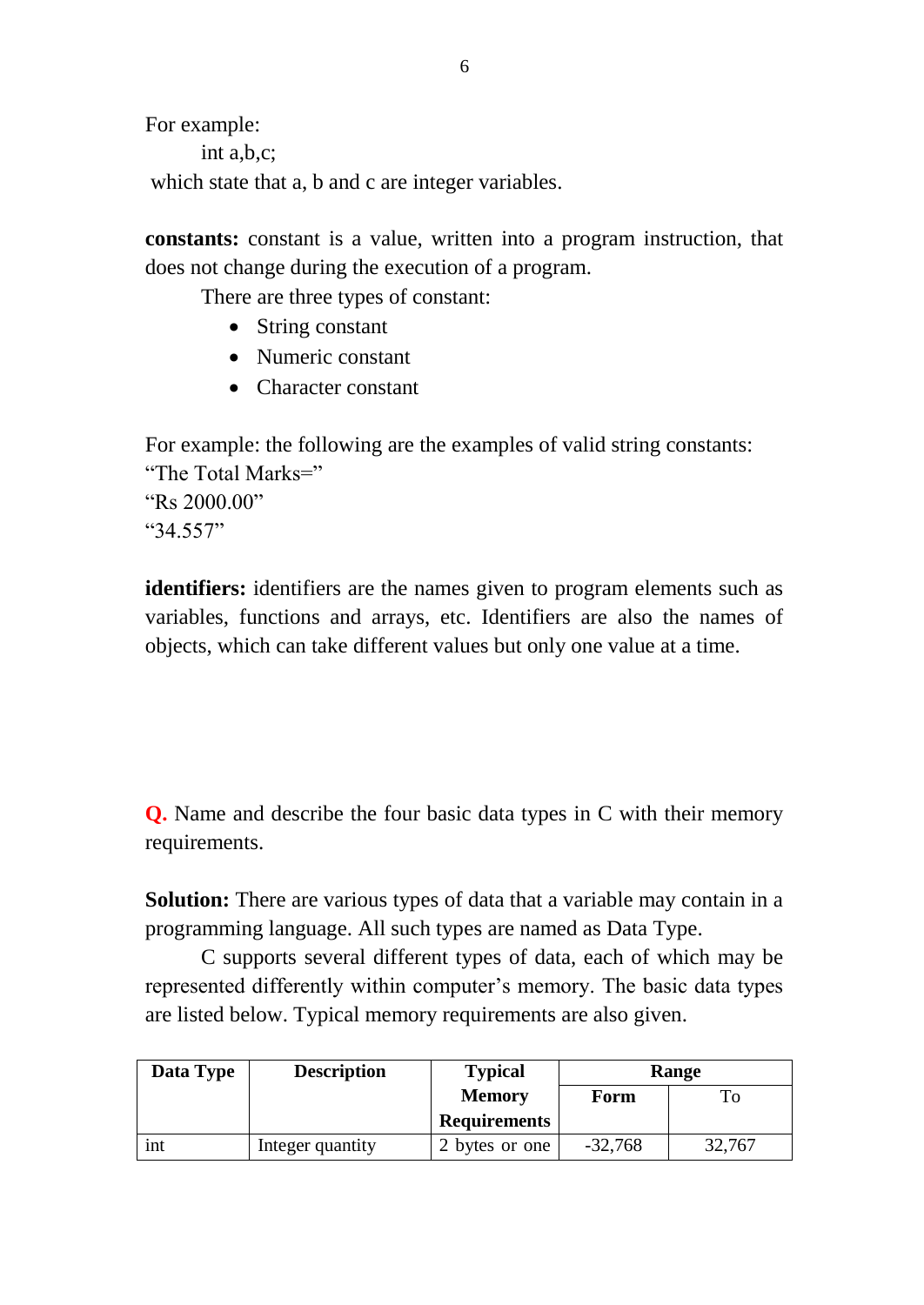For example:

int a,b,c;

which state that a, b and c are integer variables.

**constants:** constant is a value, written into a program instruction, that does not change during the execution of a program.

There are three types of constant:

- String constant
- Numeric constant
- Character constant

For example: the following are the examples of valid string constants:
"The Total Marks="
"Rs 2000.00"
"34.557"

**identifiers:** identifiers are the names given to program elements such as variables, functions and arrays, etc. Identifiers are also the names of objects, which can take different values but only one value at a time.

**Q.** Name and describe the four basic data types in C with their memory requirements.

**Solution:** There are various types of data that a variable may contain in a programming language. All such types are named as Data Type.

C supports several different types of data, each of which may be represented differently within computer's memory. The basic data types are listed below. Typical memory requirements are also given.

| **Data Type** | **Description** | **Typical Memory Requirements** | **Range** | |
|---|---|---|---|---|
| | | | **Form** | To |
| int | Integer quantity | 2 bytes or one | -32,768 | 32,767 |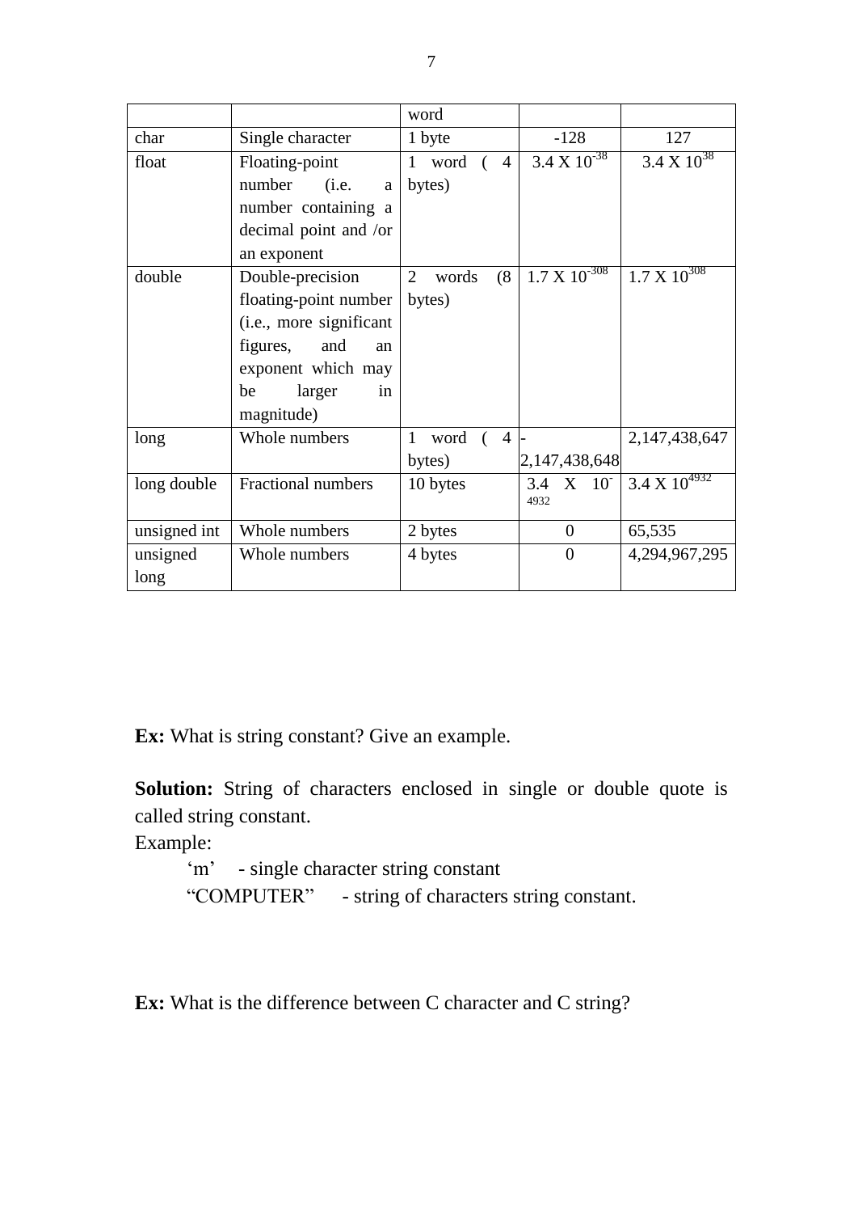| | | | | |
|---|---|---|---|---|
| | | word | | |
| char | Single character | 1 byte | -128 | 127 |
| float | Floating-point number (i.e. a number containing a decimal point and /or an exponent | 1 word ( 4 bytes) | $3.4 \text{ X } 10^{-38}$ | $3.4 \text{ X } 10^{38}$ |
| double | Double-precision floating-point number (i.e., more significant figures, and an exponent which may be larger in magnitude) | 2 words (8 bytes) | $1.7 \text{ X } 10^{-308}$ | $1.7 \text{ X } 10^{308}$ |
| long | Whole numbers | 1 word ( 4 bytes) | -2,147,438,648 | 2,147,438,647 |
| long double | Fractional numbers | 10 bytes | $3.4 \text{ X } 10^{-4932}$ | $3.4 \text{ X } 10^{4932}$ |
| unsigned int | Whole numbers | 2 bytes | 0 | 65,535 |
| unsigned long | Whole numbers | 4 bytes | 0 | 4,294,967,295 |

**Ex:** What is string constant? Give an example.

**Solution:** String of characters enclosed in single or double quote is called string constant.

Example:

‘m’ - single character string constant

“COMPUTER” - string of characters string constant.

**Ex:** What is the difference between C character and C string?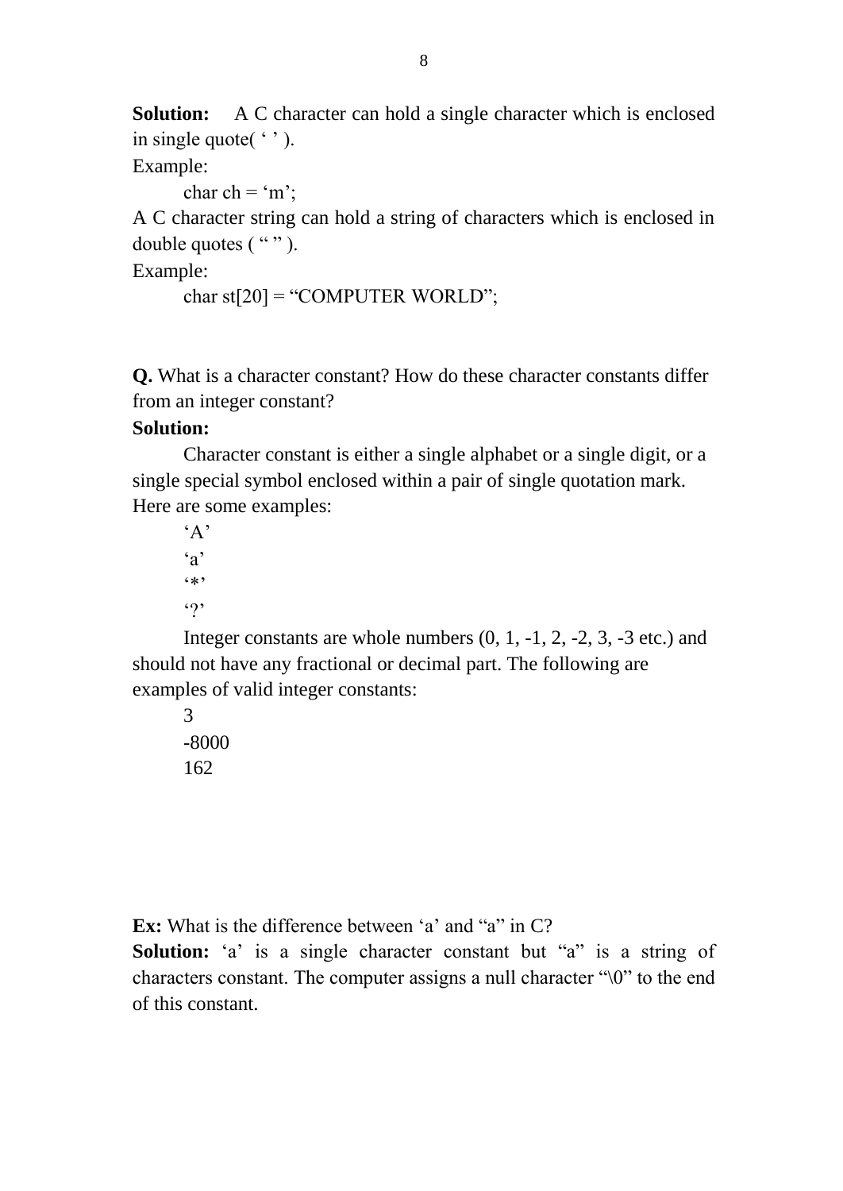**Solution:** A C character can hold a single character which is enclosed in single quote( ‘ ’ ).

Example:

```
char ch = ‘m’;
```

A C character string can hold a string of characters which is enclosed in double quotes ( “ ” ).

Example:

```
char st[20] = “COMPUTER WORLD”;
```

**Q.** What is a character constant? How do these character constants differ from an integer constant?

**Solution:**

Character constant is either a single alphabet or a single digit, or a single special symbol enclosed within a pair of single quotation mark. Here are some examples:

‘A’
‘a’
‘*’
‘?’

Integer constants are whole numbers (0, 1, -1, 2, -2, 3, -3 etc.) and should not have any fractional or decimal part. The following are examples of valid integer constants:

3
-8000
162

**Ex:** What is the difference between ‘a’ and “a” in C?

**Solution:** ‘a’ is a single character constant but “a” is a string of characters constant. The computer assigns a null character “\0” to the end of this constant.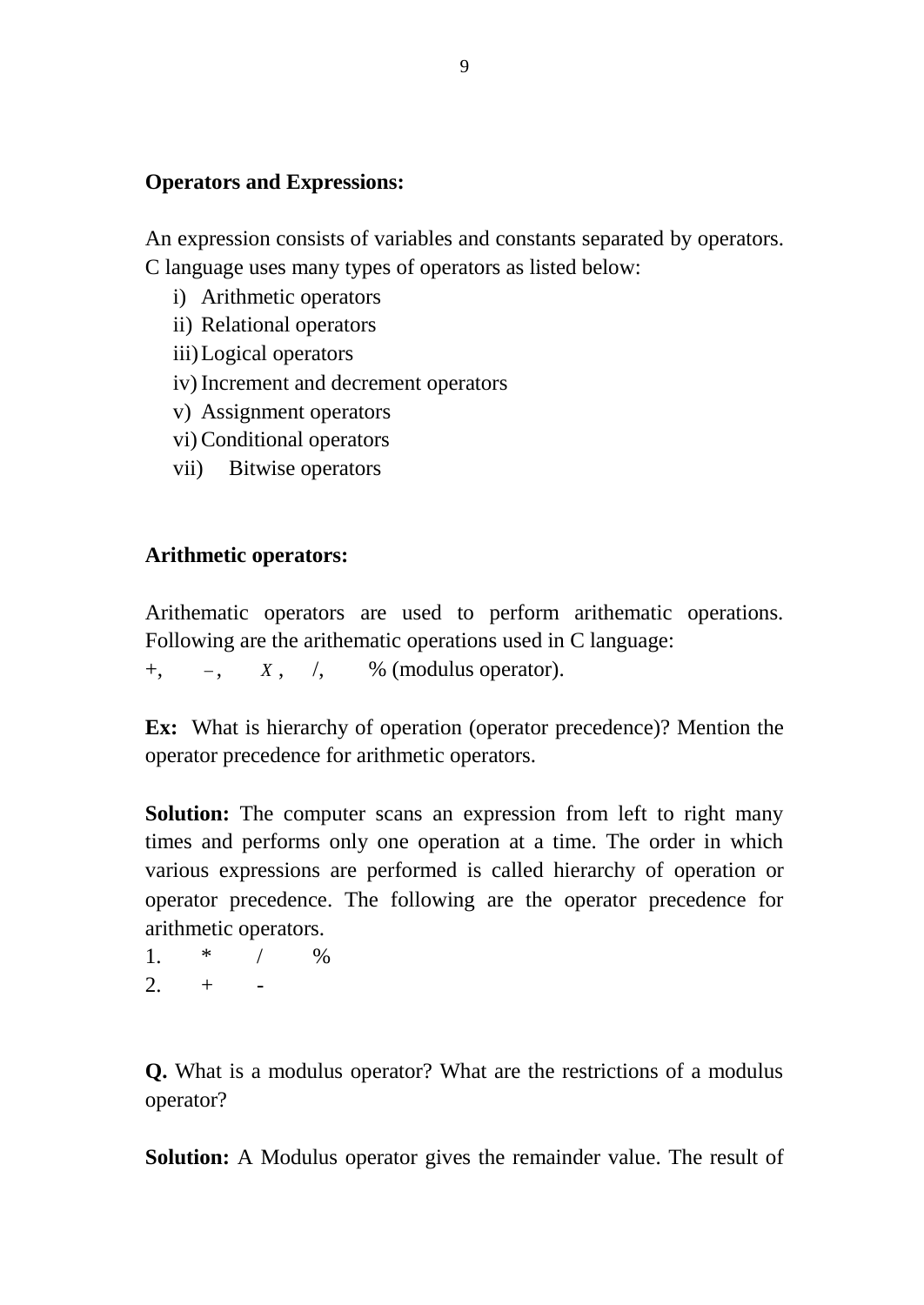**Operators and Expressions:**

An expression consists of variables and constants separated by operators. C language uses many types of operators as listed below:

i) Arithmetic operators
ii) Relational operators
iii) Logical operators
iv) Increment and decrement operators
v) Assignment operators
vi) Conditional operators
vii) Bitwise operators

**Arithmetic operators:**

Arithematic operators are used to perform arithematic operations. Following are the arithematic operations used in C language:

+, $-$, $X$, /, % (modulus operator).

**Ex:** What is hierarchy of operation (operator precedence)? Mention the operator precedence for arithmetic operators.

**Solution:** The computer scans an expression from left to right many times and performs only one operation at a time. The order in which various expressions are performed is called hierarchy of operation or operator precedence. The following are the operator precedence for arithmetic operators.

1. * / %
2. + -

**Q.** What is a modulus operator? What are the restrictions of a modulus operator?

**Solution:** A Modulus operator gives the remainder value. The result of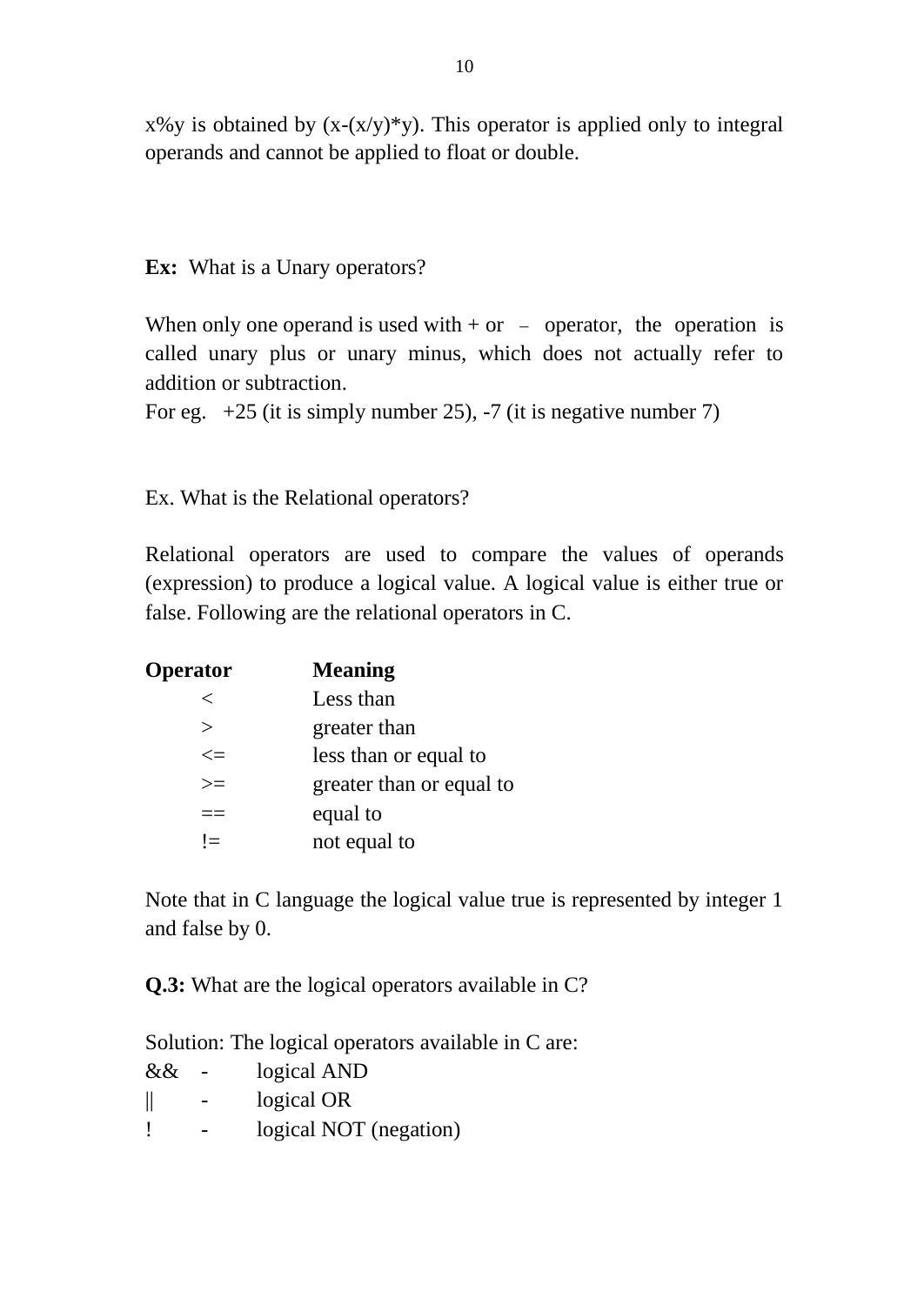x%y is obtained by (x-(x/y)*y). This operator is applied only to integral operands and cannot be applied to float or double.

**Ex:** What is a Unary operators?

When only one operand is used with + or – operator, the operation is called unary plus or unary minus, which does not actually refer to addition or subtraction.
For eg. +25 (it is simply number 25), -7 (it is negative number 7)

Ex. What is the Relational operators?

Relational operators are used to compare the values of operands (expression) to produce a logical value. A logical value is either true or false. Following are the relational operators in C.

| **Operator** | **Meaning** |
|---|---|
| < | Less than |
| > | greater than |
| <= | less than or equal to |
| >= | greater than or equal to |
| == | equal to |
| != | not equal to |

Note that in C language the logical value true is represented by integer 1 and false by 0.

**Q.3:** What are the logical operators available in C?

Solution: The logical operators available in C are:

&& - logical AND
|| - logical OR
! - logical NOT (negation)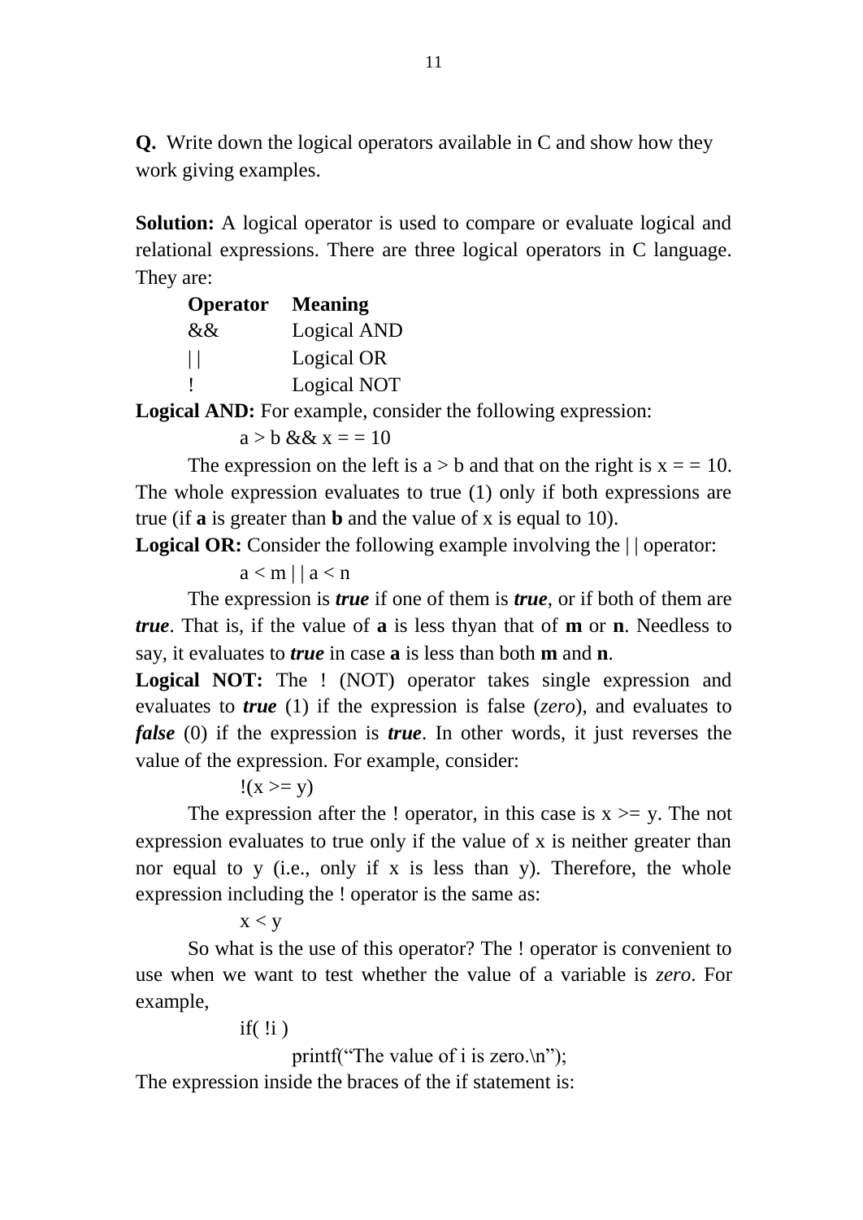**Q.** Write down the logical operators available in C and show how they work giving examples.

**Solution:** A logical operator is used to compare or evaluate logical and relational expressions. There are three logical operators in C language. They are:

| Operator | Meaning |
|---|---|
| && | Logical AND |
| \|\| | Logical OR |
| ! | Logical NOT |

**Logical AND:** For example, consider the following expression:

```
a > b && x = = 10
```

The expression on the left is a > b and that on the right is x = = 10. The whole expression evaluates to true (1) only if both expressions are true (if **a** is greater than **b** and the value of x is equal to 10).

**Logical OR:** Consider the following example involving the | | operator:

```
a < m | | a < n
```

The expression is ***true*** if one of them is ***true***, or if both of them are ***true***. That is, if the value of **a** is less thyan that of **m** or **n**. Needless to say, it evaluates to ***true*** in case **a** is less than both **m** and **n**.

**Logical NOT:** The ! (NOT) operator takes single expression and evaluates to ***true*** (1) if the expression is false (*zero*), and evaluates to ***false*** (0) if the expression is ***true***. In other words, it just reverses the value of the expression. For example, consider:

```
!(x >= y)
```

The expression after the ! operator, in this case is x >= y. The not expression evaluates to true only if the value of x is neither greater than nor equal to y (i.e., only if x is less than y). Therefore, the whole expression including the ! operator is the same as:

```
x < y
```

So what is the use of this operator? The ! operator is convenient to use when we want to test whether the value of a variable is *zero*. For example,

```
if( !i )
        printf("The value of i is zero.\n");
```

The expression inside the braces of the if statement is: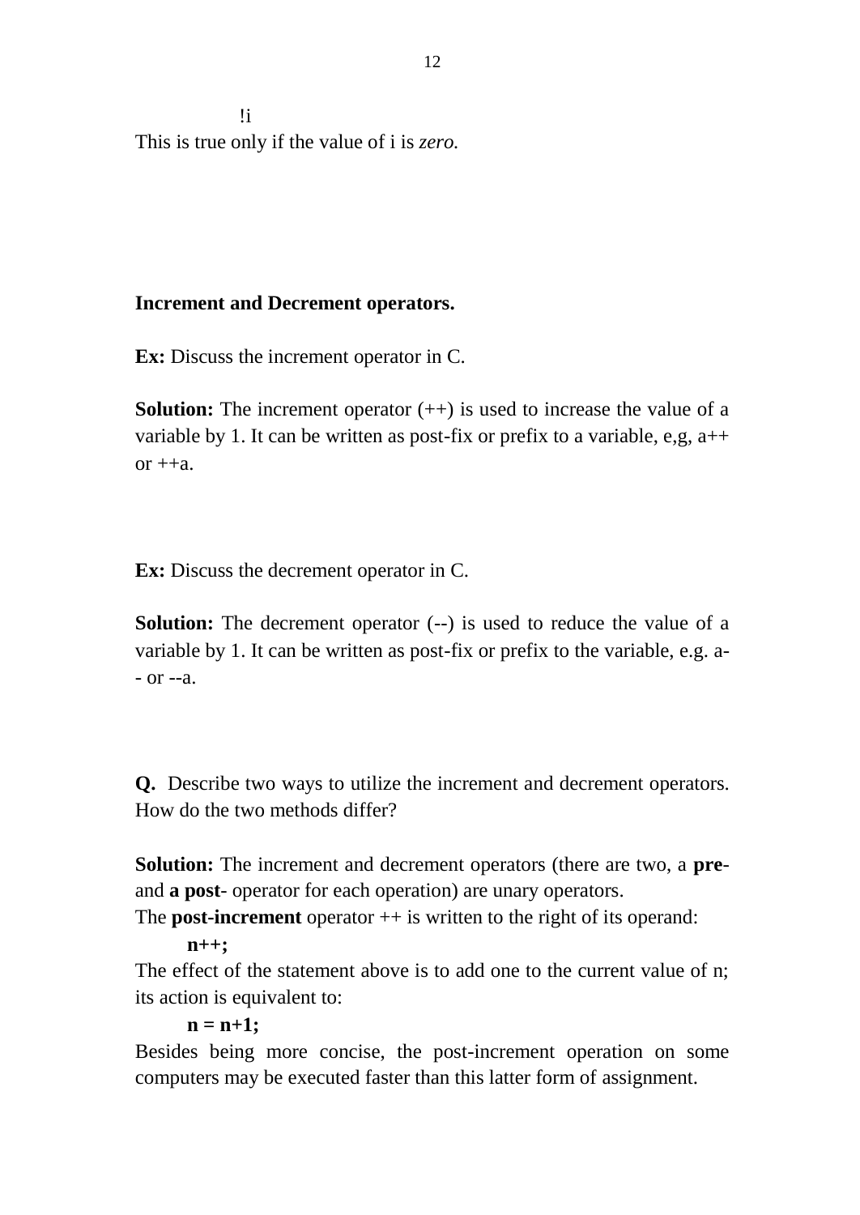```
!i
```

This is true only if the value of i is *zero.*

**Increment and Decrement operators.**

**Ex:** Discuss the increment operator in C.

**Solution:** The increment operator (++) is used to increase the value of a variable by 1. It can be written as post-fix or prefix to a variable, e,g, a++ or ++a.

**Ex:** Discuss the decrement operator in C.

**Solution:** The decrement operator (--) is used to reduce the value of a variable by 1. It can be written as post-fix or prefix to the variable, e.g. a-- or --a.

**Q.** Describe two ways to utilize the increment and decrement operators. How do the two methods differ?

**Solution:** The increment and decrement operators (there are two, a **pre**- and **a post**- operator for each operation) are unary operators.
The **post-increment** operator ++ is written to the right of its operand:

```
n++;
```

The effect of the statement above is to add one to the current value of n; its action is equivalent to:

```
n = n+1;
```

Besides being more concise, the post-increment operation on some computers may be executed faster than this latter form of assignment.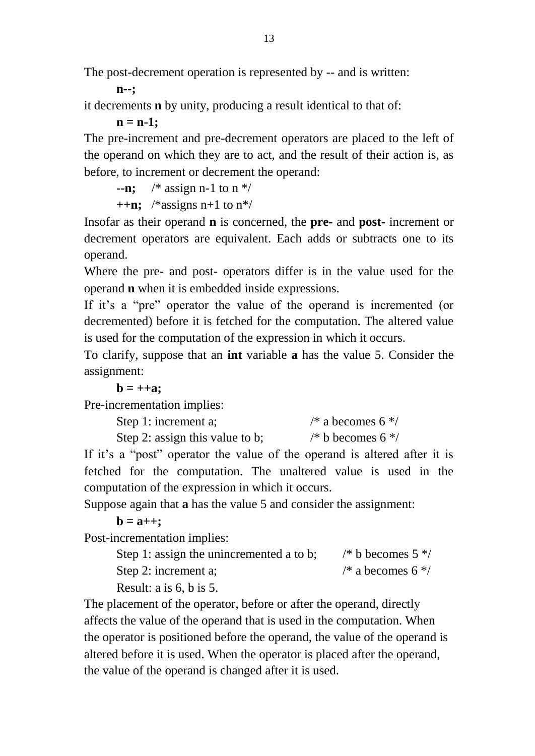The post-decrement operation is represented by -- and is written:

**n--;**

it decrements **n** by unity, producing a result identical to that of:

**n = n-1;**

The pre-increment and pre-decrement operators are placed to the left of the operand on which they are to act, and the result of their action is, as before, to increment or decrement the operand:

```
--n;   /* assign n-1 to n */
++n;   /*assigns n+1 to n*/
```

Insofar as their operand **n** is concerned, the **pre-** and **post-** increment or decrement operators are equivalent. Each adds or subtracts one to its operand.

Where the pre- and post- operators differ is in the value used for the operand **n** when it is embedded inside expressions.

If it's a "pre" operator the value of the operand is incremented (or decremented) before it is fetched for the computation. The altered value is used for the computation of the expression in which it occurs.

To clarify, suppose that an **int** variable **a** has the value 5. Consider the assignment:

**b = ++a;**

Pre-incrementation implies:

```
Step 1: increment a;               /* a becomes 6 */
Step 2: assign this value to b;    /* b becomes 6 */
```

If it's a "post" operator the value of the operand is altered after it is fetched for the computation. The unaltered value is used in the computation of the expression in which it occurs.

Suppose again that **a** has the value 5 and consider the assignment:

**b = a++;**

Post-incrementation implies:

```
Step 1: assign the unincremented a to b;    /* b becomes 5 */
Step 2: increment a;                        /* a becomes 6 */
Result: a is 6, b is 5.
```

The placement of the operator, before or after the operand, directly affects the value of the operand that is used in the computation. When the operator is positioned before the operand, the value of the operand is altered before it is used. When the operator is placed after the operand, the value of the operand is changed after it is used.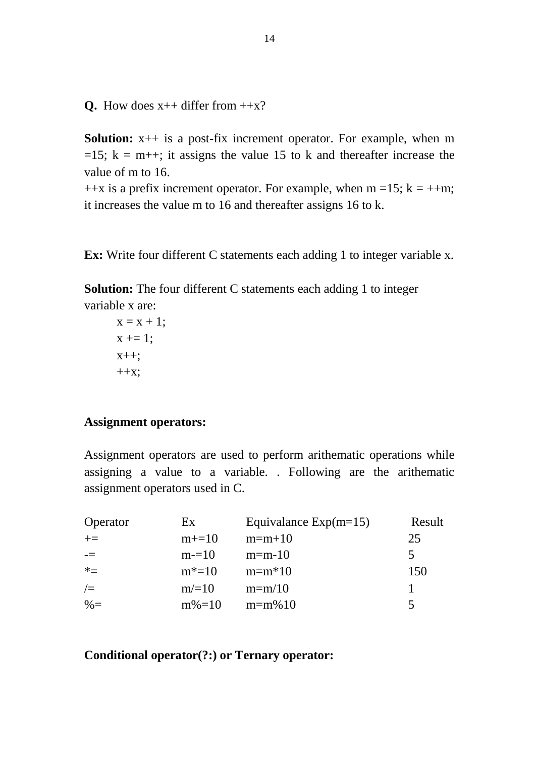**Q.** How does x++ differ from ++x?

**Solution:** x++ is a post-fix increment operator. For example, when m =15; k = m++; it assigns the value 15 to k and thereafter increase the value of m to 16.
++x is a prefix increment operator. For example, when m =15; k = ++m; it increases the value m to 16 and thereafter assigns 16 to k.

**Ex:** Write four different C statements each adding 1 to integer variable x.

**Solution:** The four different C statements each adding 1 to integer variable x are:

```
x = x + 1;
x += 1;
x++;
++x;
```

**Assignment operators:**

Assignment operators are used to perform arithematic operations while assigning a value to a variable. . Following are the arithematic assignment operators used in C.

| Operator | Ex | Equivalance Exp(m=15) | Result |
|---|---|---|---|
| += | m+=10 | m=m+10 | 25 |
| -= | m-=10 | m=m-10 | 5 |
| *= | m*=10 | m=m*10 | 150 |
| /= | m/=10 | m=m/10 | 1 |
| %= | m%=10 | m=m%10 | 5 |

**Conditional operator(?:) or Ternary operator:**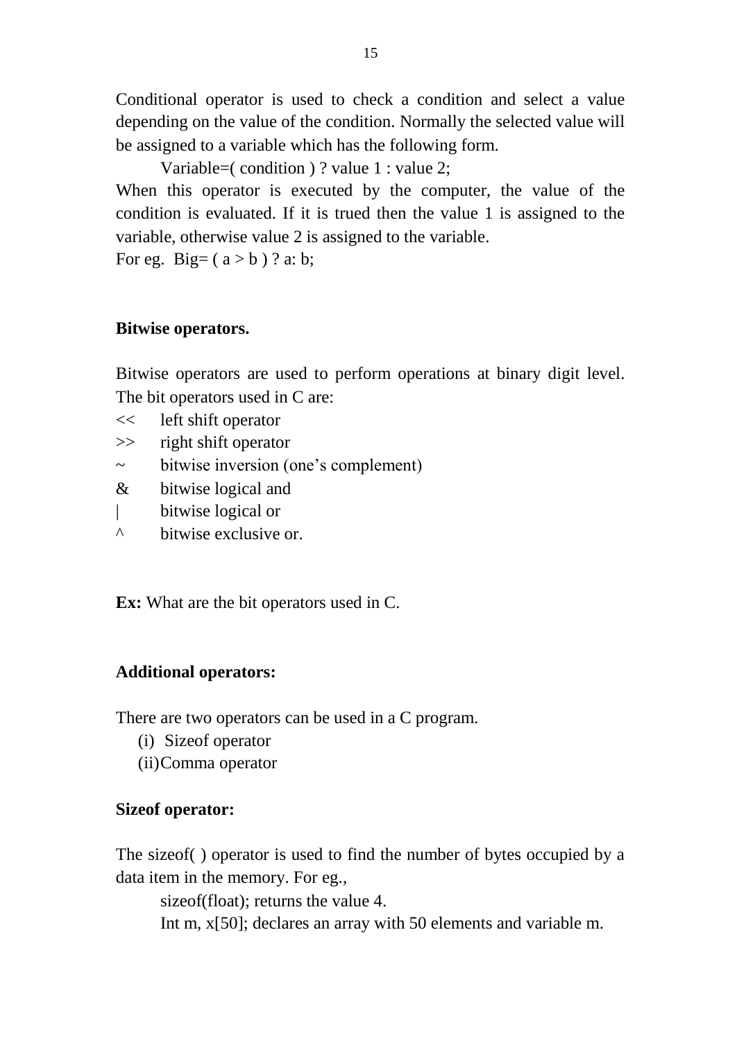Conditional operator is used to check a condition and select a value depending on the value of the condition. Normally the selected value will be assigned to a variable which has the following form.

    Variable=( condition ) ? value 1 : value 2;

When this operator is executed by the computer, the value of the condition is evaluated. If it is trued then the value 1 is assigned to the variable, otherwise value 2 is assigned to the variable.

For eg.  Big= ( a > b ) ? a: b;

**Bitwise operators.**

Bitwise operators are used to perform operations at binary digit level. The bit operators used in C are:

<<     left shift operator
>>     right shift operator
~      bitwise inversion (one's complement)
&      bitwise logical and
|      bitwise logical or
^      bitwise exclusive or.

**Ex:** What are the bit operators used in C.

**Additional operators:**

There are two operators can be used in a C program.

(i) Sizeof operator
(ii) Comma operator

**Sizeof operator:**

The sizeof( ) operator is used to find the number of bytes occupied by a data item in the memory. For eg.,

    sizeof(float); returns the value 4.
    Int m, x[50]; declares an array with 50 elements and variable m.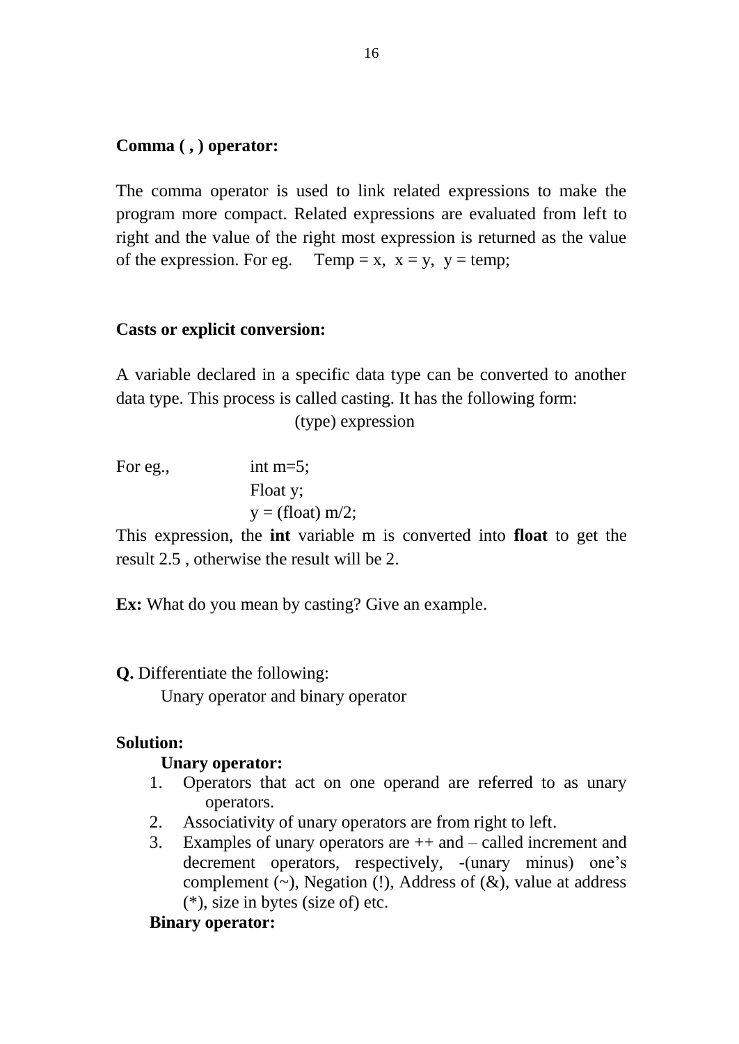**Comma ( , ) operator:**

The comma operator is used to link related expressions to make the program more compact. Related expressions are evaluated from left to right and the value of the right most expression is returned as the value of the expression. For eg. Temp = x, x = y, y = temp;

**Casts or explicit conversion:**

A variable declared in a specific data type can be converted to another data type. This process is called casting. It has the following form:

(type) expression

For eg.,

```
int m=5;
Float y;
y = (float) m/2;
```

This expression, the **int** variable m is converted into **float** to get the result 2.5 , otherwise the result will be 2.

**Ex:** What do you mean by casting? Give an example.

**Q.** Differentiate the following:

Unary operator and binary operator

**Solution:**

**Unary operator:**

1. Operators that act on one operand are referred to as unary operators.
2. Associativity of unary operators are from right to left.
3. Examples of unary operators are ++ and – called increment and decrement operators, respectively, -(unary minus) one's complement (~), Negation (!), Address of (&), value at address (*), size in bytes (size of) etc.

**Binary operator:**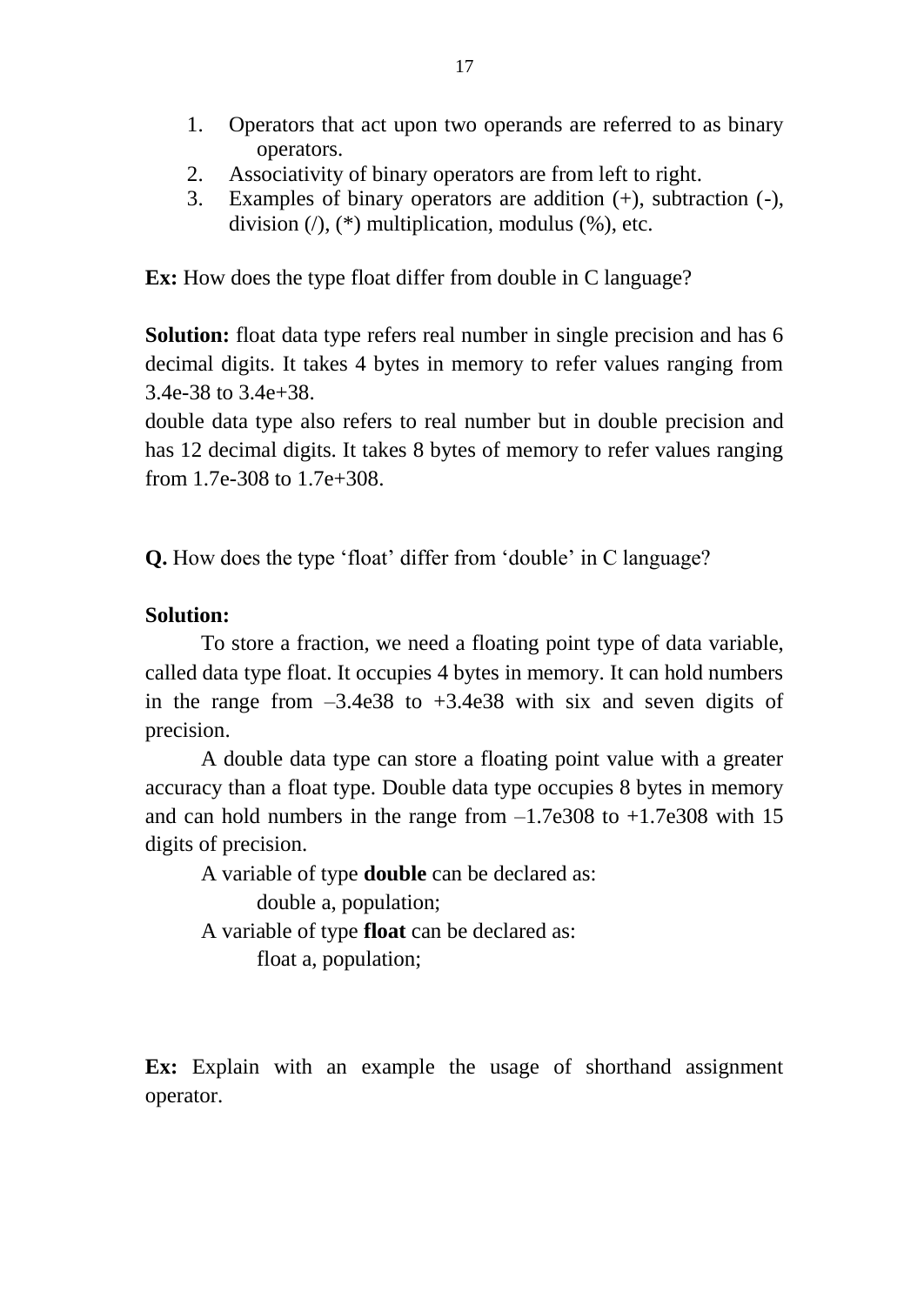1. Operators that act upon two operands are referred to as binary operators.
2. Associativity of binary operators are from left to right.
3. Examples of binary operators are addition (+), subtraction (-), division (/), (*) multiplication, modulus (%), etc.

**Ex:** How does the type float differ from double in C language?

**Solution:** float data type refers real number in single precision and has 6 decimal digits. It takes 4 bytes in memory to refer values ranging from 3.4e-38 to 3.4e+38.

double data type also refers to real number but in double precision and has 12 decimal digits. It takes 8 bytes of memory to refer values ranging from 1.7e-308 to 1.7e+308.

**Q.** How does the type 'float' differ from 'double' in C language?

**Solution:**

To store a fraction, we need a floating point type of data variable, called data type float. It occupies 4 bytes in memory. It can hold numbers in the range from –3.4e38 to +3.4e38 with six and seven digits of precision.

A double data type can store a floating point value with a greater accuracy than a float type. Double data type occupies 8 bytes in memory and can hold numbers in the range from –1.7e308 to +1.7e308 with 15 digits of precision.

A variable of type **double** can be declared as:

```
double a, population;
```

A variable of type **float** can be declared as:

```
float a, population;
```

**Ex:** Explain with an example the usage of shorthand assignment operator.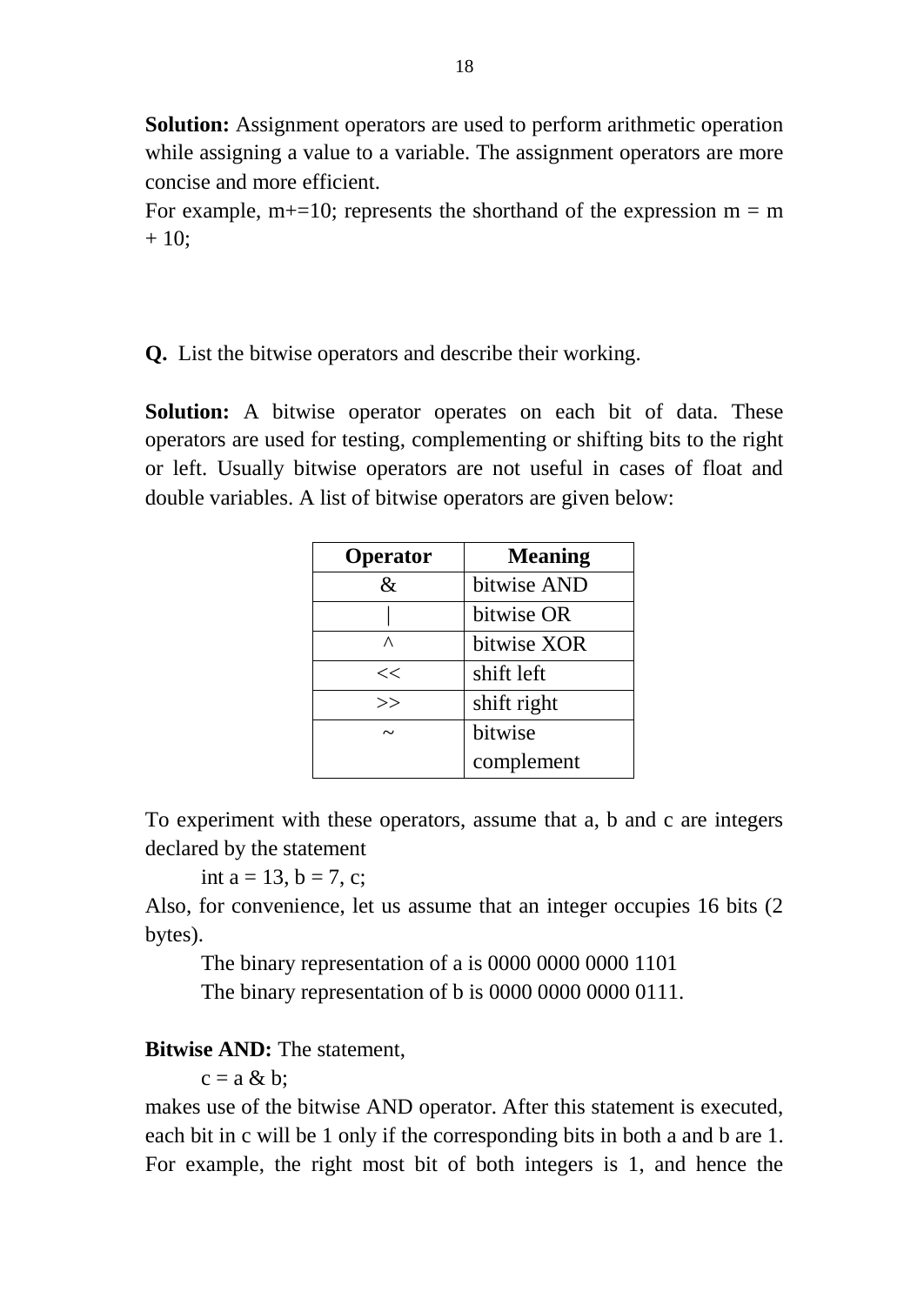**Solution:** Assignment operators are used to perform arithmetic operation while assigning a value to a variable. The assignment operators are more concise and more efficient.

For example, m+=10; represents the shorthand of the expression m = m + 10;

**Q.** List the bitwise operators and describe their working.

**Solution:** A bitwise operator operates on each bit of data. These operators are used for testing, complementing or shifting bits to the right or left. Usually bitwise operators are not useful in cases of float and double variables. A list of bitwise operators are given below:

| **Operator** | **Meaning** |
|---|---|
| & | bitwise AND |
| \| | bitwise OR |
| ^ | bitwise XOR |
| << | shift left |
| >> | shift right |
| ~ | bitwise complement |

To experiment with these operators, assume that a, b and c are integers declared by the statement

```
int a = 13, b = 7, c;
```

Also, for convenience, let us assume that an integer occupies 16 bits (2 bytes).

The binary representation of a is 0000 0000 0000 1101

The binary representation of b is 0000 0000 0000 0111.

**Bitwise AND:** The statement,

```
c = a & b;
```

makes use of the bitwise AND operator. After this statement is executed, each bit in c will be 1 only if the corresponding bits in both a and b are 1. For example, the right most bit of both integers is 1, and hence the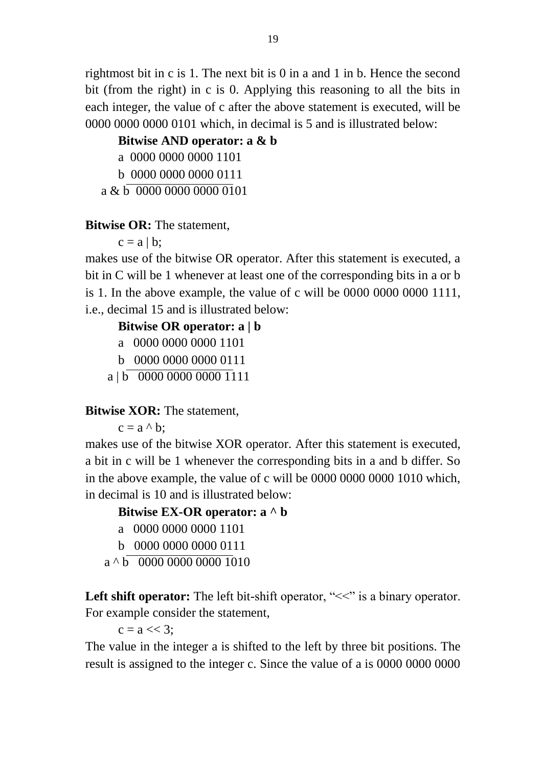rightmost bit in c is 1. The next bit is 0 in a and 1 in b. Hence the second bit (from the right) in c is 0. Applying this reasoning to all the bits in each integer, the value of c after the above statement is executed, will be 0000 0000 0000 0101 which, in decimal is 5 and is illustrated below:

**Bitwise AND operator: a & b**

```
      a  0000 0000 0000 1101
      b  0000 0000 0000 0111
         -------------------
  a & b  0000 0000 0000 0101
```

**Bitwise OR:** The statement,

```
c = a | b;
```

makes use of the bitwise OR operator. After this statement is executed, a bit in C will be 1 whenever at least one of the corresponding bits in a or b is 1. In the above example, the value of c will be 0000 0000 0000 1111, i.e., decimal 15 and is illustrated below:

**Bitwise OR operator: a | b**

```
      a  0000 0000 0000 1101
      b  0000 0000 0000 0111
         -------------------
  a | b  0000 0000 0000 1111
```

**Bitwise XOR:** The statement,

```
c = a ^ b;
```

makes use of the bitwise XOR operator. After this statement is executed, a bit in c will be 1 whenever the corresponding bits in a and b differ. So in the above example, the value of c will be 0000 0000 0000 1010 which, in decimal is 10 and is illustrated below:

**Bitwise EX-OR operator: a ^ b**

```
      a  0000 0000 0000 1101
      b  0000 0000 0000 0111
         -------------------
  a ^ b  0000 0000 0000 1010
```

**Left shift operator:** The left bit-shift operator, "<<" is a binary operator. For example consider the statement,

```
c = a << 3;
```

The value in the integer a is shifted to the left by three bit positions. The result is assigned to the integer c. Since the value of a is 0000 0000 0000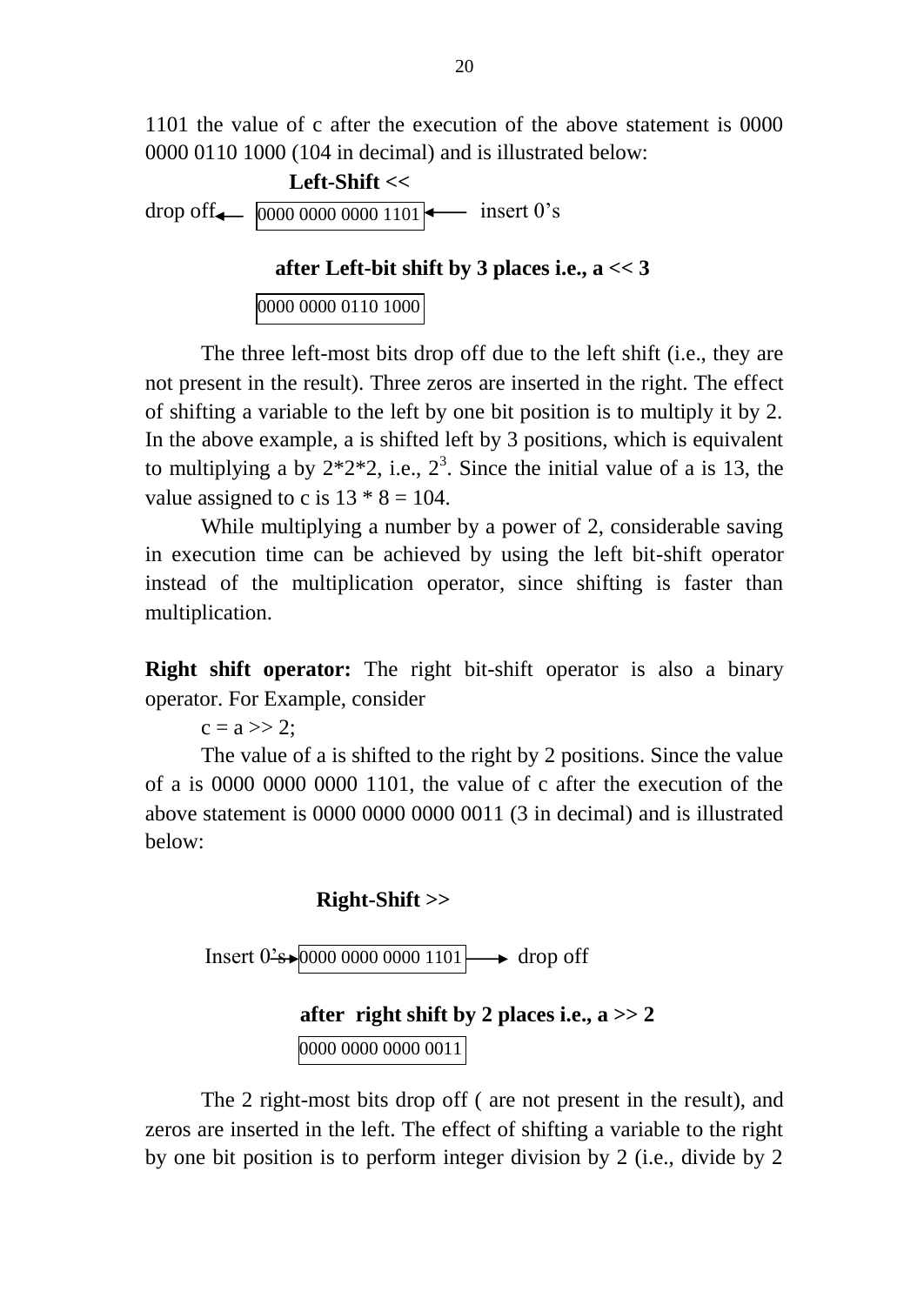1101 the value of c after the execution of the above statement is 0000 0000 0110 1000 (104 in decimal) and is illustrated below:

**Left-Shift <<**

drop off ← | 0000 0000 0000 1101 | ← insert 0's

**after Left-bit shift by 3 places i.e., a << 3**

| 0000 0000 0110 1000 |

The three left-most bits drop off due to the left shift (i.e., they are not present in the result). Three zeros are inserted in the right. The effect of shifting a variable to the left by one bit position is to multiply it by 2. In the above example, a is shifted left by 3 positions, which is equivalent to multiplying a by 2\*2\*2, i.e., $2^3$. Since the initial value of a is 13, the value assigned to c is $13 * 8 = 104$.

While multiplying a number by a power of 2, considerable saving in execution time can be achieved by using the left bit-shift operator instead of the multiplication operator, since shifting is faster than multiplication.

**Right shift operator:** The right bit-shift operator is also a binary operator. For Example, consider

```
c = a >> 2;
```

The value of a is shifted to the right by 2 positions. Since the value of a is 0000 0000 0000 1101, the value of c after the execution of the above statement is 0000 0000 0000 0011 (3 in decimal) and is illustrated below:

**Right-Shift >>**

Insert 0's → | 0000 0000 0000 1101 | → drop off

**after right shift by 2 places i.e., a >> 2**

| 0000 0000 0000 0011 |

The 2 right-most bits drop off ( are not present in the result), and zeros are inserted in the left. The effect of shifting a variable to the right by one bit position is to perform integer division by 2 (i.e., divide by 2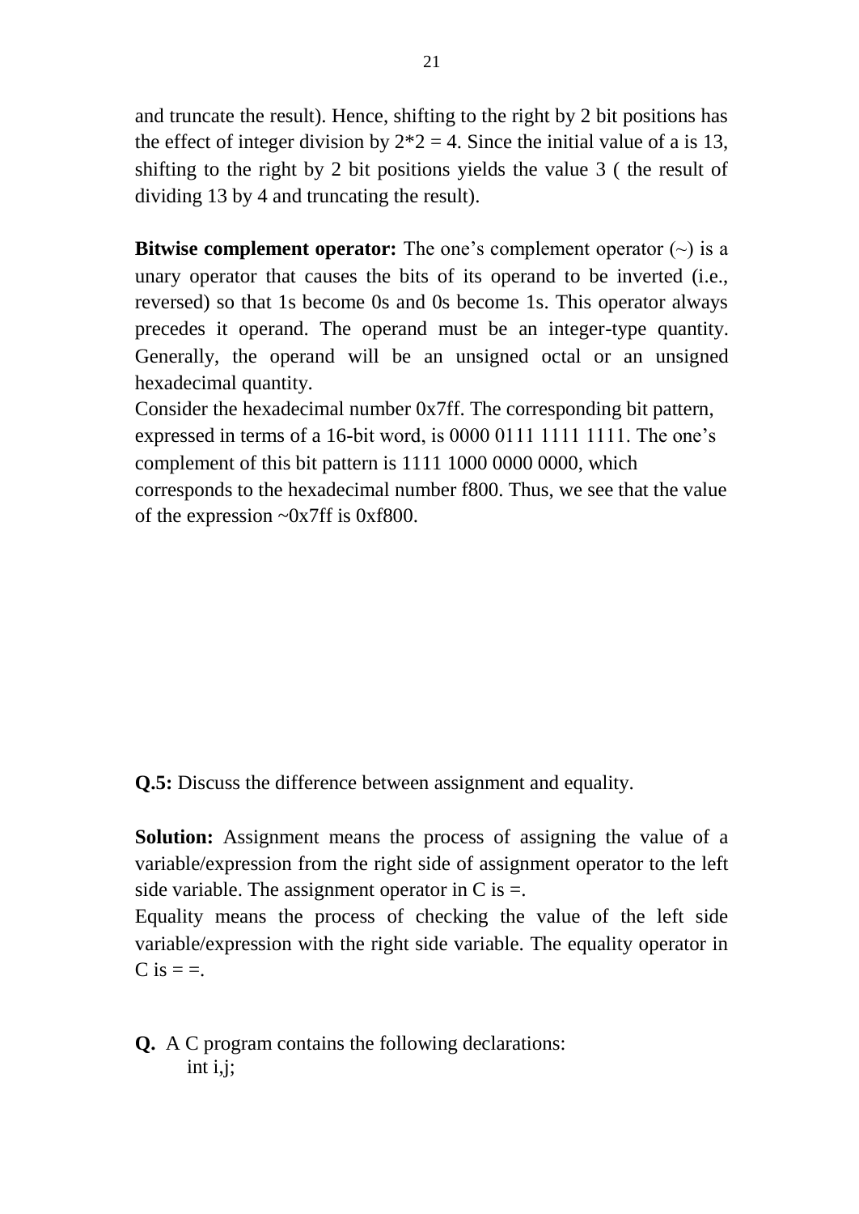and truncate the result). Hence, shifting to the right by 2 bit positions has the effect of integer division by 2*2 = 4. Since the initial value of a is 13, shifting to the right by 2 bit positions yields the value 3 ( the result of dividing 13 by 4 and truncating the result).

**Bitwise complement operator:** The one's complement operator (~) is a unary operator that causes the bits of its operand to be inverted (i.e., reversed) so that 1s become 0s and 0s become 1s. This operator always precedes it operand. The operand must be an integer-type quantity. Generally, the operand will be an unsigned octal or an unsigned hexadecimal quantity.

Consider the hexadecimal number 0x7ff. The corresponding bit pattern, expressed in terms of a 16-bit word, is 0000 0111 1111 1111. The one's complement of this bit pattern is 1111 1000 0000 0000, which corresponds to the hexadecimal number f800. Thus, we see that the value of the expression ~0x7ff is 0xf800.

**Q.5:** Discuss the difference between assignment and equality.

**Solution:** Assignment means the process of assigning the value of a variable/expression from the right side of assignment operator to the left side variable. The assignment operator in C is =.

Equality means the process of checking the value of the left side variable/expression with the right side variable. The equality operator in C is = =.

**Q.** A C program contains the following declarations:

```
int i,j;
```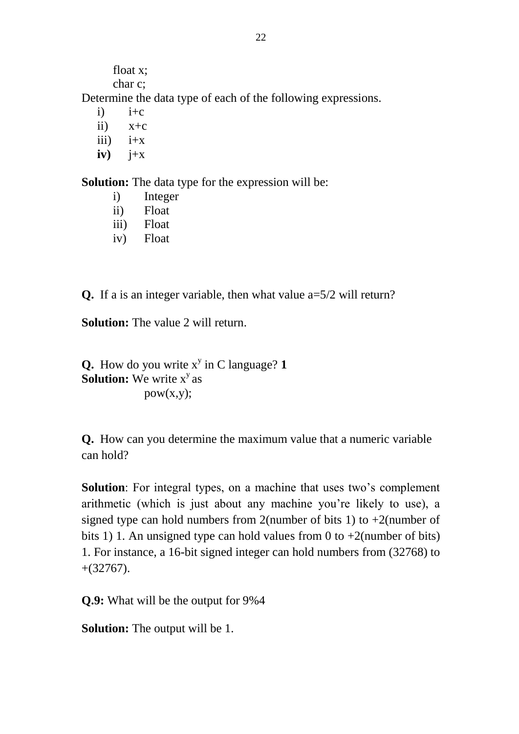float x;
char c;

Determine the data type of each of the following expressions.

i) i+c
ii) x+c
iii) i+x
**iv)** j+x

**Solution:** The data type for the expression will be:

i) Integer
ii) Float
iii) Float
iv) Float

**Q.** If a is an integer variable, then what value a=5/2 will return?

**Solution:** The value 2 will return.

**Q.** How do you write $x^y$ in C language? **1**
**Solution:** We write $x^y$ as

```
pow(x,y);
```

**Q.** How can you determine the maximum value that a numeric variable can hold?

**Solution**: For integral types, on a machine that uses two's complement arithmetic (which is just about any machine you're likely to use), a signed type can hold numbers from 2(number of bits 1) to +2(number of bits 1) 1. An unsigned type can hold values from 0 to +2(number of bits) 1. For instance, a 16-bit signed integer can hold numbers from (32768) to +(32767).

**Q.9:** What will be the output for 9%4

**Solution:** The output will be 1.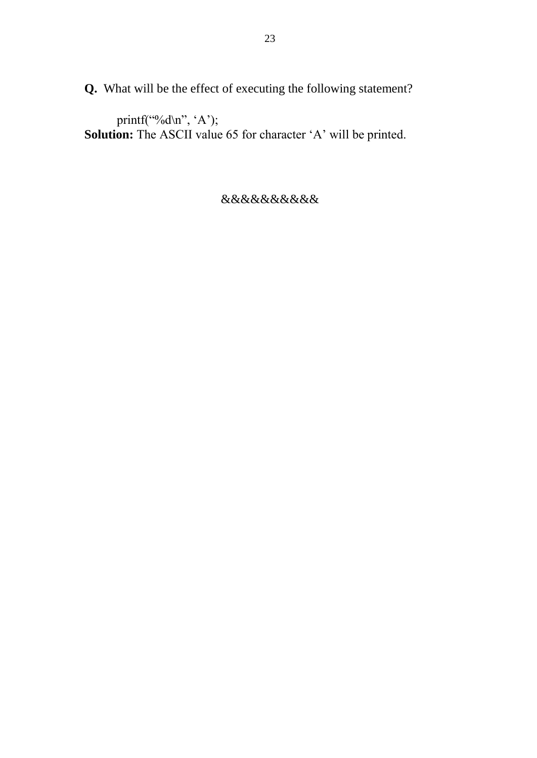**Q.** What will be the effect of executing the following statement?

```
printf("%d\n", 'A');
```

**Solution:** The ASCII value 65 for character 'A' will be printed.

&&&&&&&&&&